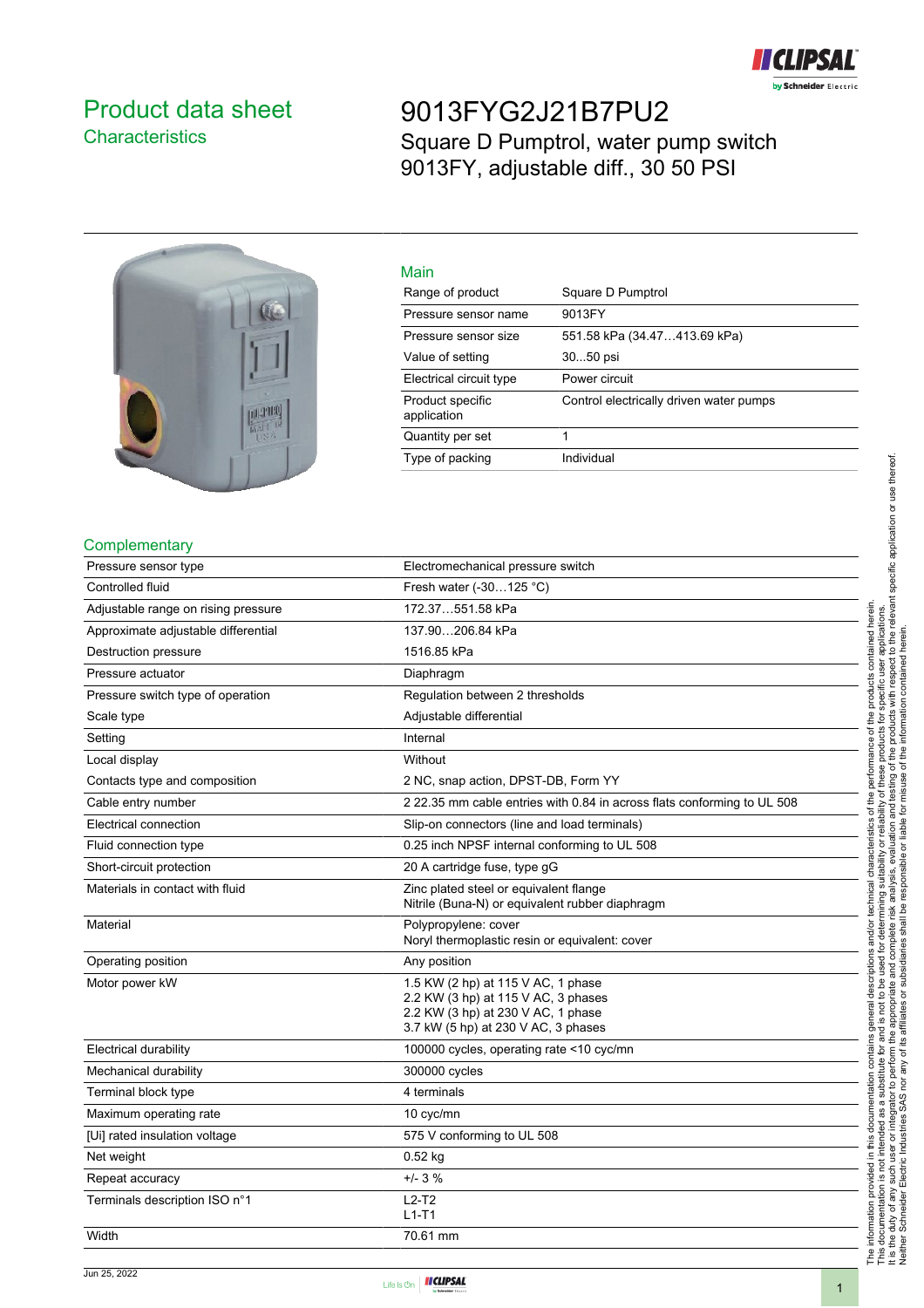# Product data sheet
## Characteristics

# 9013FYG2J21B7PU2

Square D Pumptrol, water pump switch 9013FY, adjustable diff., 30 50 PSI

## Main

| | |
|---|---|
| Range of product | Square D Pumptrol |
| Pressure sensor name | 9013FY |
| Pressure sensor size | 551.58 kPa (34.47…413.69 kPa) |
| Value of setting | 30...50 psi |
| Electrical circuit type | Power circuit |
| Product specific application | Control electrically driven water pumps |
| Quantity per set | 1 |
| Type of packing | Individual |

## Complementary

| | |
|---|---|
| Pressure sensor type | Electromechanical pressure switch |
| Controlled fluid | Fresh water (-30…125 °C) |
| Adjustable range on rising pressure | 172.37…551.58 kPa |
| Approximate adjustable differential | 137.90…206.84 kPa |
| Destruction pressure | 1516.85 kPa |
| Pressure actuator | Diaphragm |
| Pressure switch type of operation | Regulation between 2 thresholds |
| Scale type | Adjustable differential |
| Setting | Internal |
| Local display | Without |
| Contacts type and composition | 2 NC, snap action, DPST-DB, Form YY |
| Cable entry number | 2 22.35 mm cable entries with 0.84 in across flats conforming to UL 508 |
| Electrical connection | Slip-on connectors (line and load terminals) |
| Fluid connection type | 0.25 inch NPSF internal conforming to UL 508 |
| Short-circuit protection | 20 A cartridge fuse, type gG |
| Materials in contact with fluid | Zinc plated steel or equivalent flange<br>Nitrile (Buna-N) or equivalent rubber diaphragm |
| Material | Polypropylene: cover<br>Noryl thermoplastic resin or equivalent: cover |
| Operating position | Any position |
| Motor power kW | 1.5 KW (2 hp) at 115 V AC, 1 phase<br>2.2 KW (3 hp) at 115 V AC, 3 phases<br>2.2 KW (3 hp) at 230 V AC, 1 phase<br>3.7 kW (5 hp) at 230 V AC, 3 phases |
| Electrical durability | 100000 cycles, operating rate <10 cyc/mn |
| Mechanical durability | 300000 cycles |
| Terminal block type | 4 terminals |
| Maximum operating rate | 10 cyc/mn |
| [Ui] rated insulation voltage | 575 V conforming to UL 508 |
| Net weight | 0.52 kg |
| Repeat accuracy | +/- 3 % |
| Terminals description ISO n°1 | L2-T2<br>L1-T1 |
| Width | 70.61 mm |

The information provided in this documentation contains general descriptions and/or technical characteristics of the performance of the products contained herein. This documentation is not intended as a substitute for and is not to be used for determining suitability or reliability of these products for specific user applications. It is the duty of any such user or integrator to perform the appropriate and complete risk analysis, evaluation and testing of the products with respect to the relevant specific application or use thereof. Neither Schneider Electric Industries SAS nor any of its affiliates or subsidiaries shall be responsible or liable for misuse of the information contained herein.

Jun 25, 2022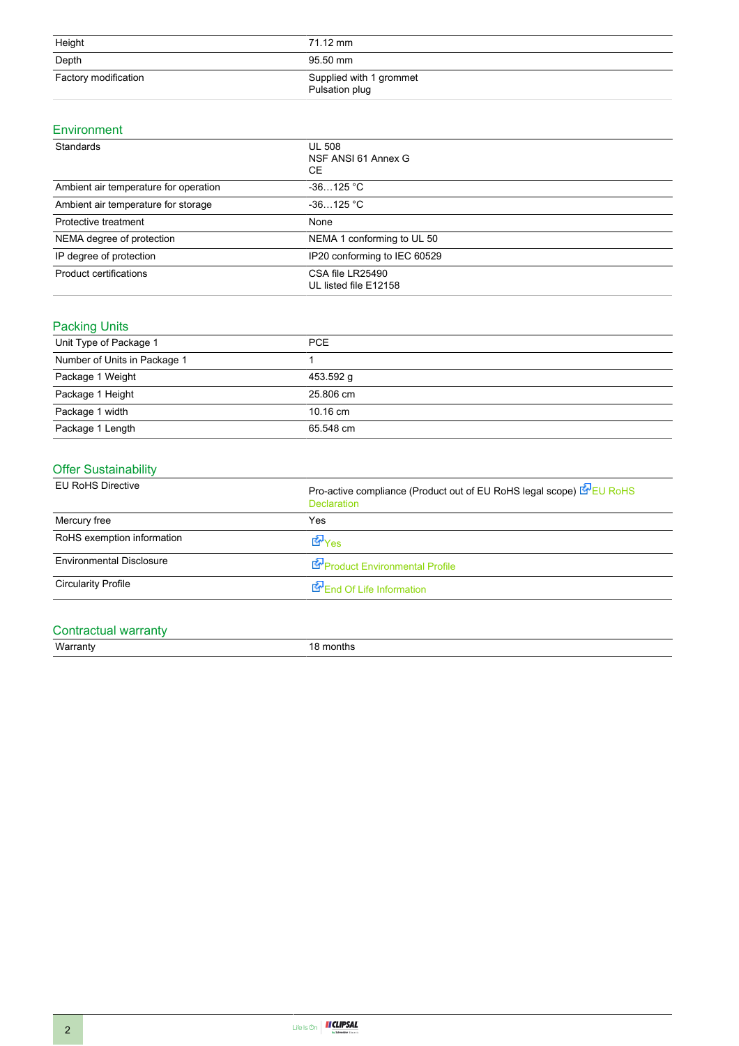| | |
|---|---|
| Height | 71.12 mm |
| Depth | 95.50 mm |
| Factory modification | Supplied with 1 grommet<br>Pulsation plug |

## Environment

| | |
|---|---|
| Standards | UL 508<br>NSF ANSI 61 Annex G<br>CE |
| Ambient air temperature for operation | -36…125 °C |
| Ambient air temperature for storage | -36…125 °C |
| Protective treatment | None |
| NEMA degree of protection | NEMA 1 conforming to UL 50 |
| IP degree of protection | IP20 conforming to IEC 60529 |
| Product certifications | CSA file LR25490<br>UL listed file E12158 |

## Packing Units

| | |
|---|---|
| Unit Type of Package 1 | PCE |
| Number of Units in Package 1 | 1 |
| Package 1 Weight | 453.592 g |
| Package 1 Height | 25.806 cm |
| Package 1 width | 10.16 cm |
| Package 1 Length | 65.548 cm |

## Offer Sustainability

| | |
|---|---|
| EU RoHS Directive | Pro-active compliance (Product out of EU RoHS legal scope) EU RoHS Declaration |
| Mercury free | Yes |
| RoHS exemption information | Yes |
| Environmental Disclosure | Product Environmental Profile |
| Circularity Profile | End Of Life Information |

## Contractual warranty

| | |
|---|---|
| Warranty | 18 months |